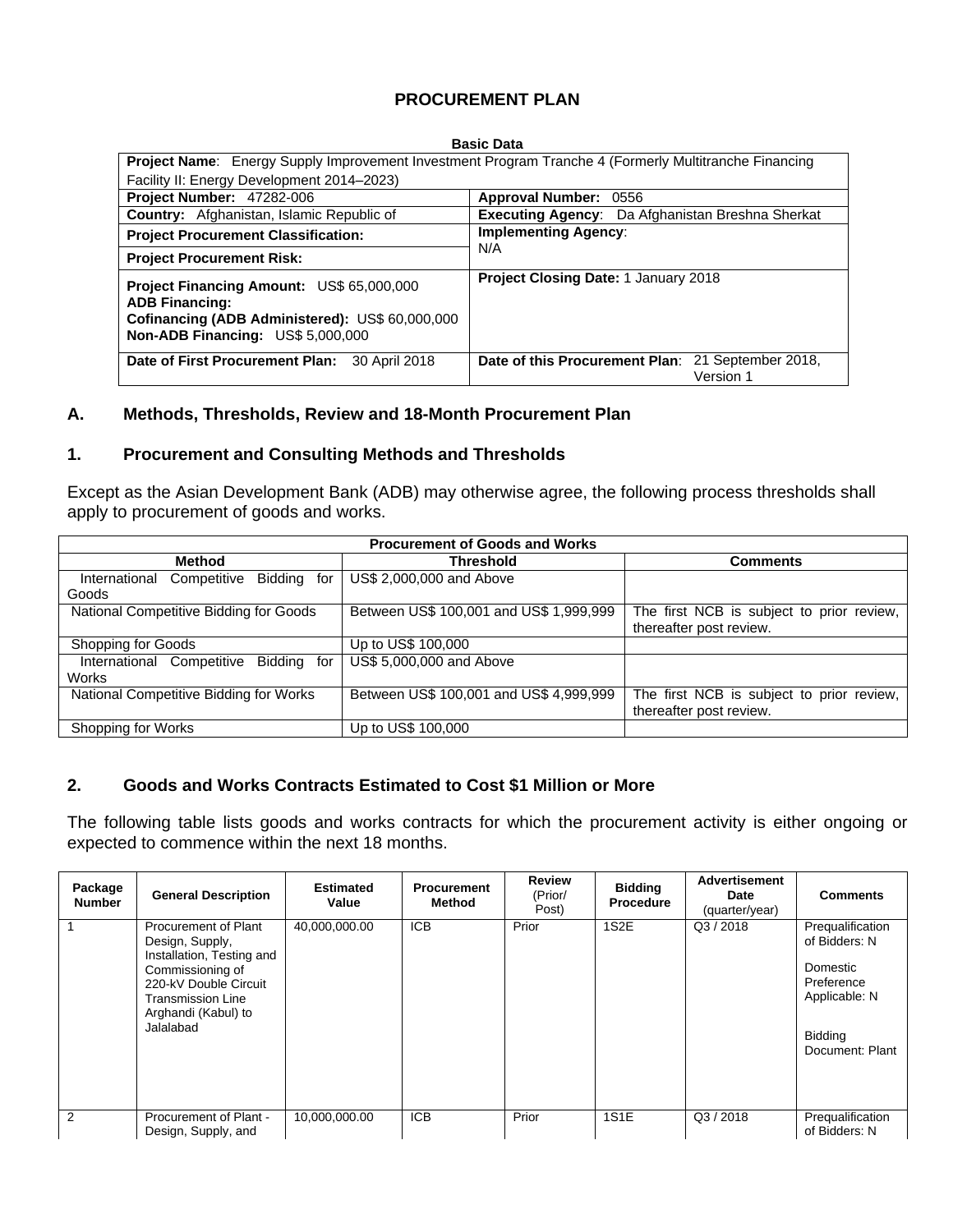# PROCUREMENT PLAN

| Basic Data | |
|---|---|
| **Project Name**: Energy Supply Improvement Investment Program Tranche 4 (Formerly Multitranche Financing Facility II: Energy Development 2014–2023) | |
| **Project Number:** 47282-006 | **Approval Number:** 0556 |
| **Country:** Afghanistan, Islamic Republic of | **Executing Agency**: Da Afghanistan Breshna Sherkat |
| **Project Procurement Classification:** | **Implementing Agency**: N/A |
| **Project Procurement Risk:** | |
| **Project Financing Amount:** US$ 65,000,000<br>**ADB Financing:**<br>**Cofinancing (ADB Administered):** US$ 60,000,000<br>**Non-ADB Financing:** US$ 5,000,000 | **Project Closing Date:** 1 January 2018 |
| **Date of First Procurement Plan:** 30 April 2018 | **Date of this Procurement Plan**: 21 September 2018, Version 1 |

## A. Methods, Thresholds, Review and 18-Month Procurement Plan

### 1. Procurement and Consulting Methods and Thresholds

Except as the Asian Development Bank (ADB) may otherwise agree, the following process thresholds shall apply to procurement of goods and works.

| Procurement of Goods and Works | | |
|---|---|---|
| **Method** | **Threshold** | **Comments** |
| International Competitive Bidding for Goods | US$ 2,000,000 and Above | |
| National Competitive Bidding for Goods | Between US$ 100,001 and US$ 1,999,999 | The first NCB is subject to prior review, thereafter post review. |
| Shopping for Goods | Up to US$ 100,000 | |
| International Competitive Bidding for Works | US$ 5,000,000 and Above | |
| National Competitive Bidding for Works | Between US$ 100,001 and US$ 4,999,999 | The first NCB is subject to prior review, thereafter post review. |
| Shopping for Works | Up to US$ 100,000 | |

### 2. Goods and Works Contracts Estimated to Cost $1 Million or More

The following table lists goods and works contracts for which the procurement activity is either ongoing or expected to commence within the next 18 months.

| Package Number | General Description | Estimated Value | Procurement Method | Review (Prior/ Post) | Bidding Procedure | Advertisement Date (quarter/year) | Comments |
|---|---|---|---|---|---|---|---|
| 1 | Procurement of Plant Design, Supply, Installation, Testing and Commissioning of 220-kV Double Circuit Transmission Line Arghandi (Kabul) to Jalalabad | 40,000,000.00 | ICB | Prior | 1S2E | Q3 / 2018 | Prequalification of Bidders: N<br><br>Domestic Preference Applicable: N<br><br>Bidding Document: Plant |
| 2 | Procurement of Plant - Design, Supply, and | 10,000,000.00 | ICB | Prior | 1S1E | Q3 / 2018 | Prequalification of Bidders: N |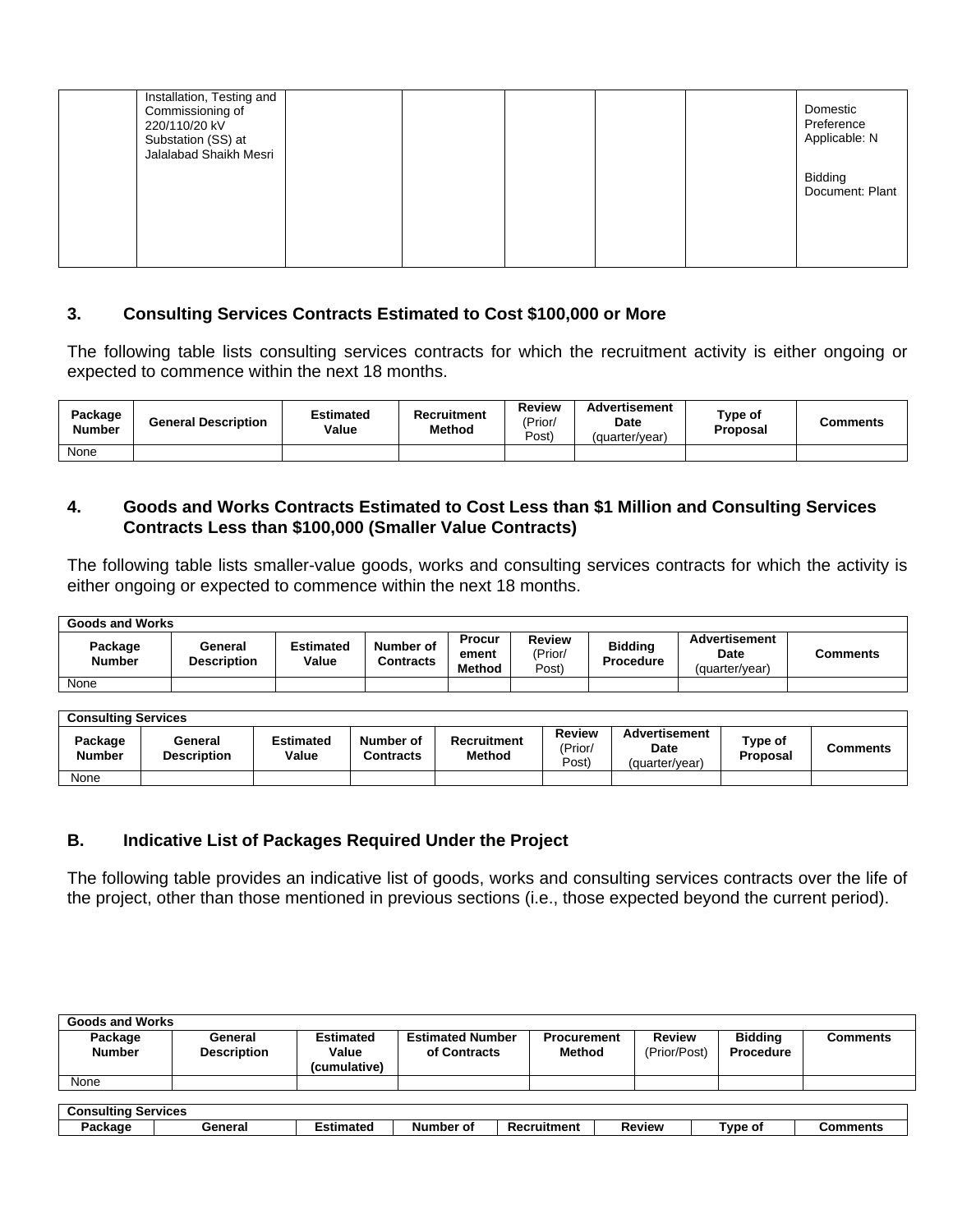| | | | | | | | |
|---|---|---|---|---|---|---|---|
| | Installation, Testing and Commissioning of 220/110/20 kV Substation (SS) at Jalalabad Shaikh Mesri | | | | | | Domestic Preference Applicable: N<br><br>Bidding Document: Plant |

### 3. Consulting Services Contracts Estimated to Cost $100,000 or More

The following table lists consulting services contracts for which the recruitment activity is either ongoing or expected to commence within the next 18 months.

| Package Number | General Description | Estimated Value | Recruitment Method | Review (Prior/ Post) | Advertisement Date (quarter/year) | Type of Proposal | Comments |
|---|---|---|---|---|---|---|---|
| None | | | | | | | |

### 4. Goods and Works Contracts Estimated to Cost Less than $1 Million and Consulting Services Contracts Less than $100,000 (Smaller Value Contracts)

The following table lists smaller-value goods, works and consulting services contracts for which the activity is either ongoing or expected to commence within the next 18 months.

| **Goods and Works** | | | | | | | | |
|---|---|---|---|---|---|---|---|---|
| **Package Number** | **General Description** | **Estimated Value** | **Number of Contracts** | **Procurement Method** | **Review (Prior/ Post)** | **Bidding Procedure** | **Advertisement Date (quarter/year)** | **Comments** |
| None | | | | | | | | |

| **Consulting Services** | | | | | | | | |
|---|---|---|---|---|---|---|---|---|
| **Package Number** | **General Description** | **Estimated Value** | **Number of Contracts** | **Recruitment Method** | **Review (Prior/ Post)** | **Advertisement Date (quarter/year)** | **Type of Proposal** | **Comments** |
| None | | | | | | | | |

## B. Indicative List of Packages Required Under the Project

The following table provides an indicative list of goods, works and consulting services contracts over the life of the project, other than those mentioned in previous sections (i.e., those expected beyond the current period).

| **Goods and Works** | | | | | | | |
|---|---|---|---|---|---|---|---|
| **Package Number** | **General Description** | **Estimated Value (cumulative)** | **Estimated Number of Contracts** | **Procurement Method** | **Review (Prior/Post)** | **Bidding Procedure** | **Comments** |
| None | | | | | | | |

| **Consulting Services** | | | | | | | |
|---|---|---|---|---|---|---|---|
| **Package** | **General** | **Estimated** | **Number of** | **Recruitment** | **Review** | **Type of** | **Comments** |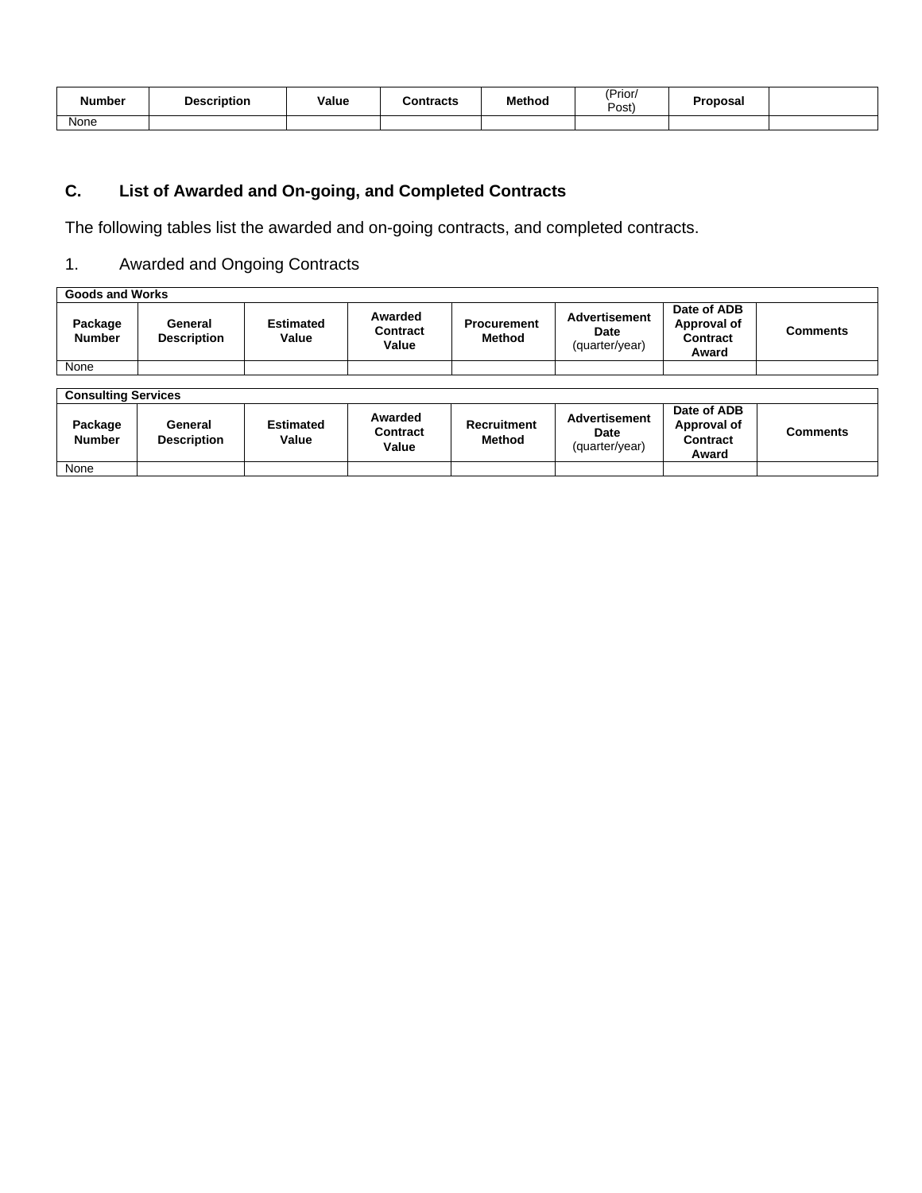| Number | Description | Value | Contracts | Method | (Prior/ Post) | Proposal | |
|---|---|---|---|---|---|---|---|
| None | | | | | | | |

## C. List of Awarded and On-going, and Completed Contracts

The following tables list the awarded and on-going contracts, and completed contracts.

### 1. Awarded and Ongoing Contracts

| Goods and Works | | | | | | | |
|---|---|---|---|---|---|---|---|
| **Package Number** | **General Description** | **Estimated Value** | **Awarded Contract Value** | **Procurement Method** | **Advertisement Date** (quarter/year) | **Date of ADB Approval of Contract Award** | **Comments** |
| None | | | | | | | |

| Consulting Services | | | | | | | |
|---|---|---|---|---|---|---|---|
| **Package Number** | **General Description** | **Estimated Value** | **Awarded Contract Value** | **Recruitment Method** | **Advertisement Date** (quarter/year) | **Date of ADB Approval of Contract Award** | **Comments** |
| None | | | | | | | |